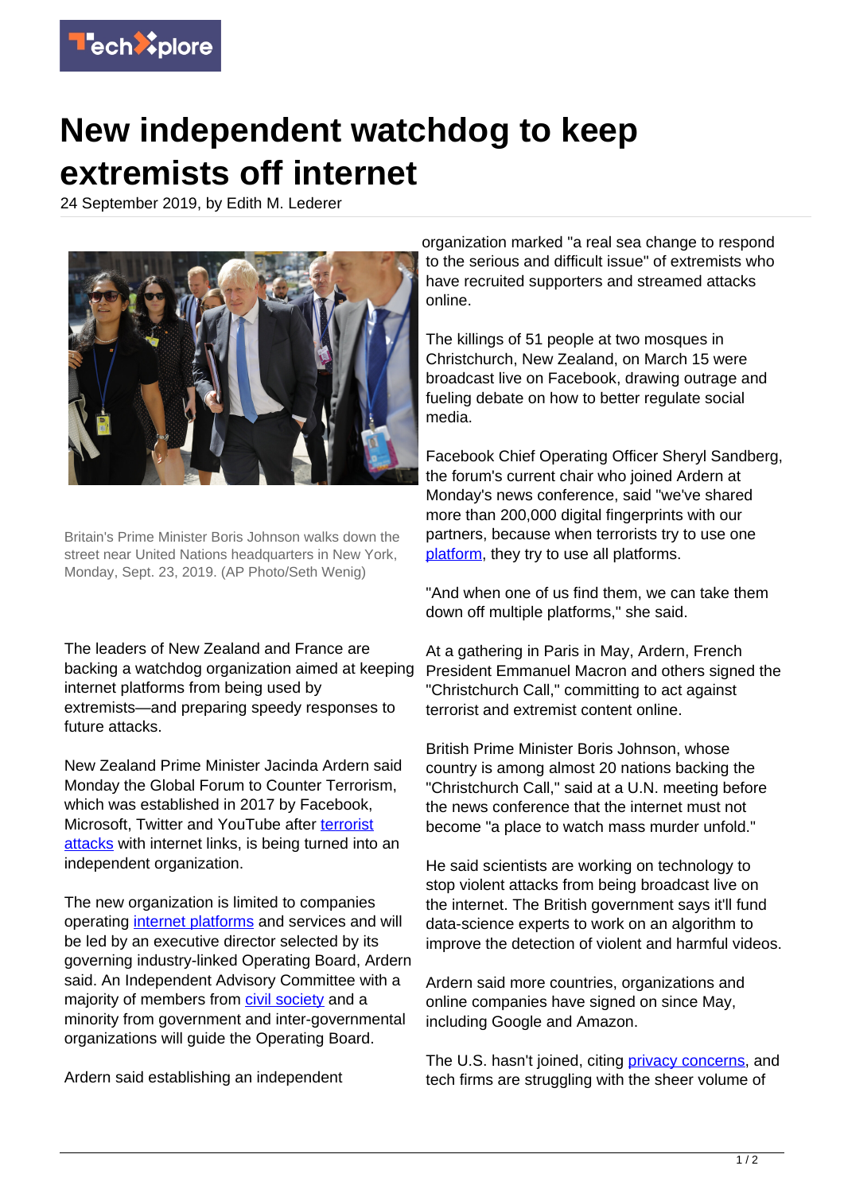# New independent watchdog to keep extremists off internet

24 September 2019, by Edith M. Lederer

Britain's Prime Minister Boris Johnson walks down the street near United Nations headquarters in New York, Monday, Sept. 23, 2019. (AP Photo/Seth Wenig)

The leaders of New Zealand and France are backing a watchdog organization aimed at keeping internet platforms from being used by extremists—and preparing speedy responses to future attacks.

New Zealand Prime Minister Jacinda Ardern said Monday the Global Forum to Counter Terrorism, which was established in 2017 by Facebook, Microsoft, Twitter and YouTube after terrorist attacks with internet links, is being turned into an independent organization.

The new organization is limited to companies operating internet platforms and services and will be led by an executive director selected by its governing industry-linked Operating Board, Ardern said. An Independent Advisory Committee with a majority of members from civil society and a minority from government and inter-governmental organizations will guide the Operating Board.

Ardern said establishing an independent organization marked "a real sea change to respond to the serious and difficult issue" of extremists who have recruited supporters and streamed attacks online.

The killings of 51 people at two mosques in Christchurch, New Zealand, on March 15 were broadcast live on Facebook, drawing outrage and fueling debate on how to better regulate social media.

Facebook Chief Operating Officer Sheryl Sandberg, the forum's current chair who joined Ardern at Monday's news conference, said "we've shared more than 200,000 digital fingerprints with our partners, because when terrorists try to use one platform, they try to use all platforms.

"And when one of us find them, we can take them down off multiple platforms," she said.

At a gathering in Paris in May, Ardern, French President Emmanuel Macron and others signed the "Christchurch Call," committing to act against terrorist and extremist content online.

British Prime Minister Boris Johnson, whose country is among almost 20 nations backing the "Christchurch Call," said at a U.N. meeting before the news conference that the internet must not become "a place to watch mass murder unfold."

He said scientists are working on technology to stop violent attacks from being broadcast live on the internet. The British government says it'll fund data-science experts to work on an algorithm to improve the detection of violent and harmful videos.

Ardern said more countries, organizations and online companies have signed on since May, including Google and Amazon.

The U.S. hasn't joined, citing privacy concerns, and tech firms are struggling with the sheer volume of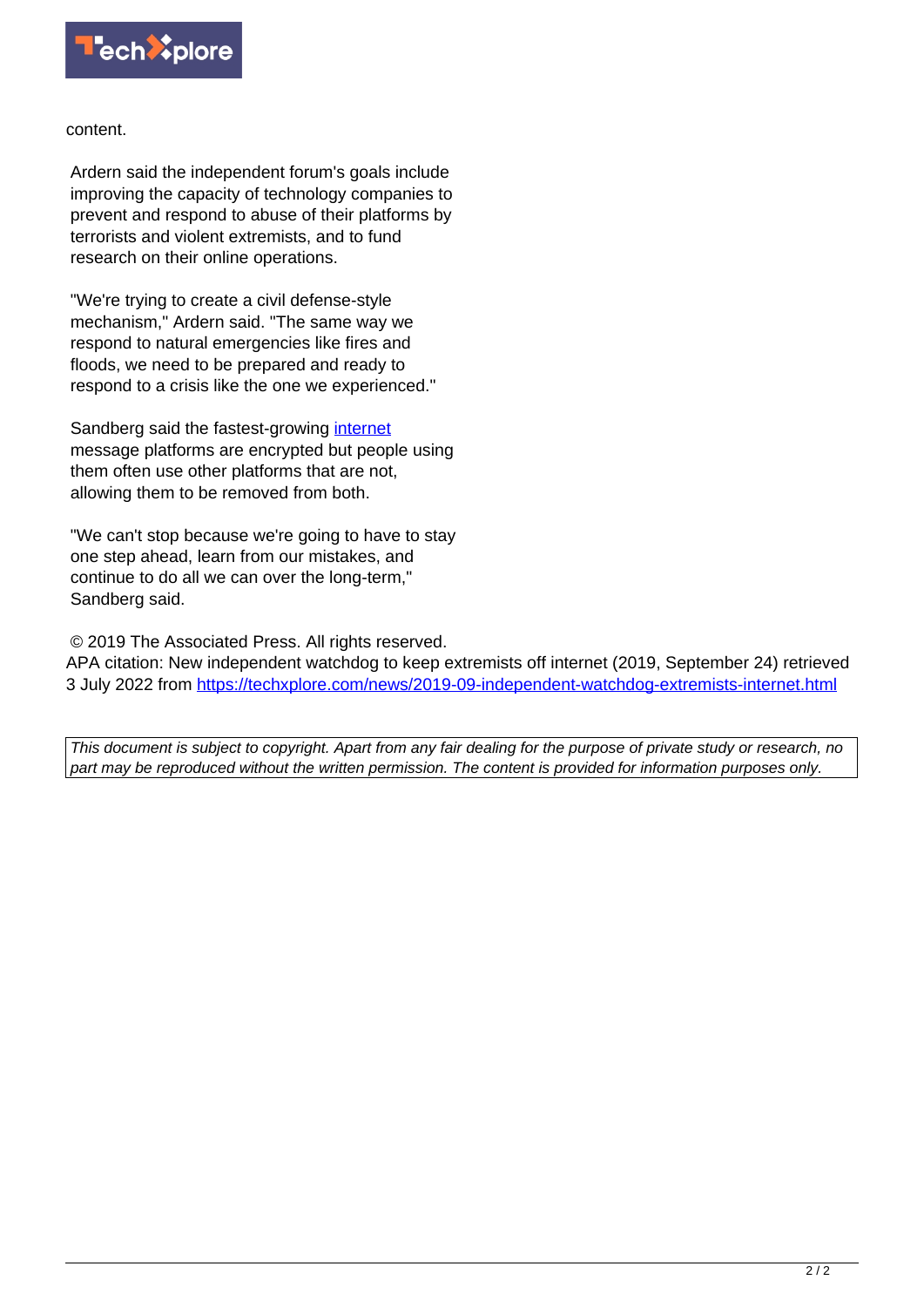content.

Ardern said the independent forum's goals include improving the capacity of technology companies to prevent and respond to abuse of their platforms by terrorists and violent extremists, and to fund research on their online operations.

"We're trying to create a civil defense-style mechanism," Ardern said. "The same way we respond to natural emergencies like fires and floods, we need to be prepared and ready to respond to a crisis like the one we experienced."

Sandberg said the fastest-growing internet message platforms are encrypted but people using them often use other platforms that are not, allowing them to be removed from both.

"We can't stop because we're going to have to stay one step ahead, learn from our mistakes, and continue to do all we can over the long-term," Sandberg said.

© 2019 The Associated Press. All rights reserved.
APA citation: New independent watchdog to keep extremists off internet (2019, September 24) retrieved 3 July 2022 from https://techxplore.com/news/2019-09-independent-watchdog-extremists-internet.html

*This document is subject to copyright. Apart from any fair dealing for the purpose of private study or research, no part may be reproduced without the written permission. The content is provided for information purposes only.*